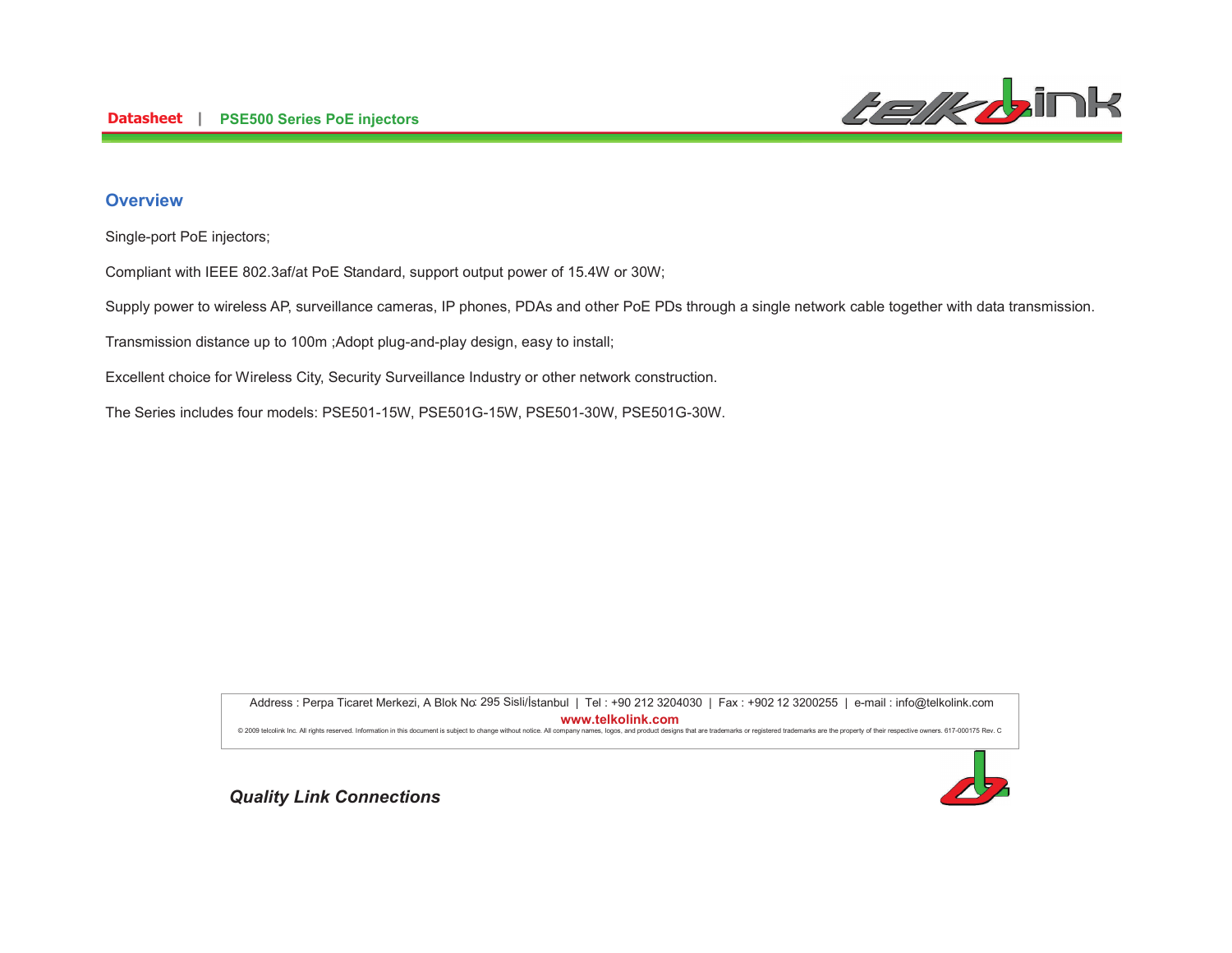## Overview

Single-port PoE injectors;

Compliant with IEEE 802.3af/at PoE Standard, support output power of 15.4W or 30W;

Supply power to wireless AP, surveillance cameras, IP phones, PDAs and other PoE PDs through a single network cable together with data transmission.

Transmission distance up to 100m ;Adopt plug-and-play design, easy to install;

Excellent choice for Wireless City, Security Surveillance Industry or other network construction.

The Series includes four models: PSE501-15W, PSE501G-15W, PSE501-30W, PSE501G-30W.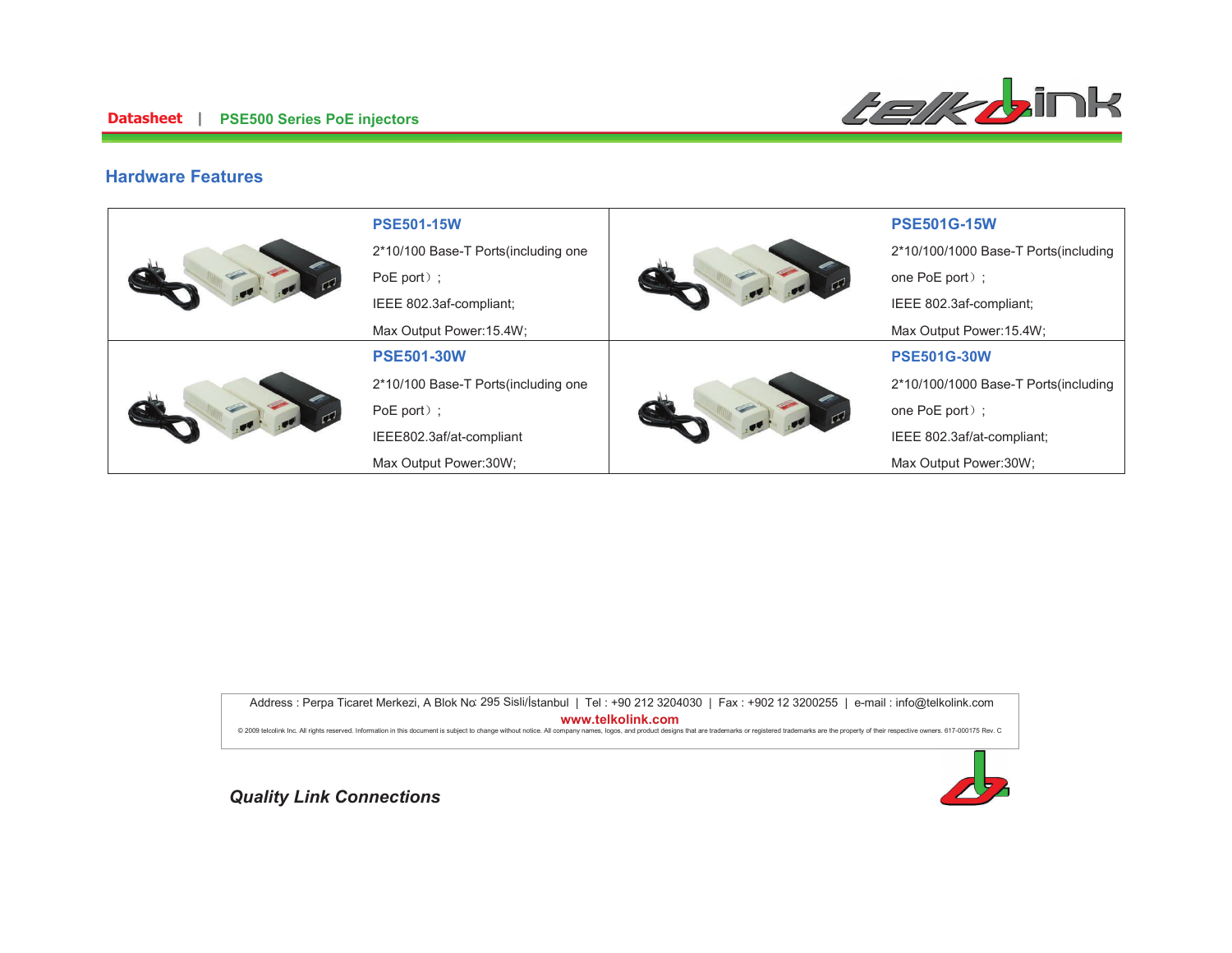## Hardware Features

| | | | |
|---|---|---|---|
| | **PSE501-15W**<br>2*10/100 Base-T Ports(including one PoE port）;<br>IEEE 802.3af-compliant;<br>Max Output Power:15.4W; | | **PSE501G-15W**<br>2*10/100/1000 Base-T Ports(including one PoE port）;<br>IEEE 802.3af-compliant;<br>Max Output Power:15.4W; |
| | **PSE501-30W**<br>2*10/100 Base-T Ports(including one PoE port）;<br>IEEE802.3af/at-compliant<br>Max Output Power:30W; | | **PSE501G-30W**<br>2*10/100/1000 Base-T Ports(including one PoE port）;<br>IEEE 802.3af/at-compliant;<br>Max Output Power:30W; |

Address : Perpa Ticaret Merkezi, A Blok No: 295 Sisli/İstanbul | Tel : +90 212 3204030 | Fax : +902 12 3200255 | e-mail : info@telkolink.com

www.telkolink.com

© 2009 telcolink Inc. All rights reserved. Information in this document is subject to change without notice. All company names, logos, and product designs that are trademarks or registered trademarks are the property of their respective owners. 617-000175 Rev. C

*Quality Link Connections*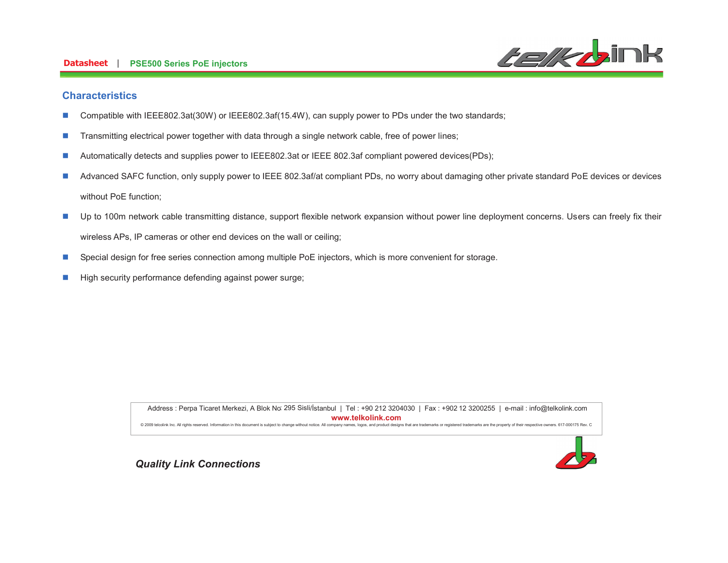## Characteristics

- Compatible with IEEE802.3at(30W) or IEEE802.3af(15.4W), can supply power to PDs under the two standards;
- Transmitting electrical power together with data through a single network cable, free of power lines;
- Automatically detects and supplies power to IEEE802.3at or IEEE 802.3af compliant powered devices(PDs);
- Advanced SAFC function, only supply power to IEEE 802.3af/at compliant PDs, no worry about damaging other private standard PoE devices or devices without PoE function;
- Up to 100m network cable transmitting distance, support flexible network expansion without power line deployment concerns. Users can freely fix their wireless APs, IP cameras or other end devices on the wall or ceiling;
- Special design for free series connection among multiple PoE injectors, which is more convenient for storage.
- High security performance defending against power surge;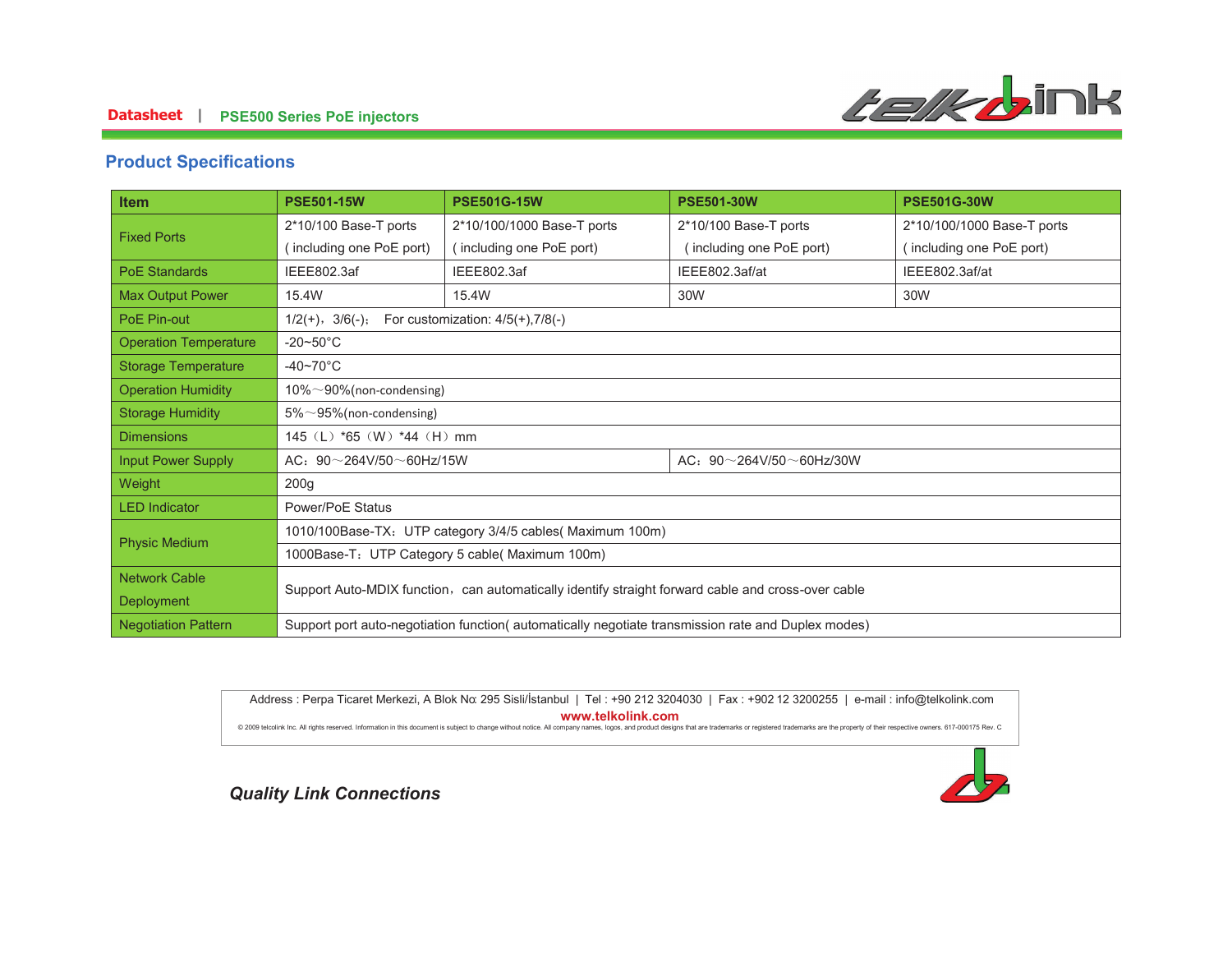## Product Specifications

| Item | PSE501-15W | PSE501G-15W | PSE501-30W | PSE501G-30W |
|---|---|---|---|---|
| Fixed Ports | 2*10/100 Base-T ports ( including one PoE port) | 2*10/100/1000 Base-T ports ( including one PoE port) | 2*10/100 Base-T ports ( including one PoE port) | 2*10/100/1000 Base-T ports ( including one PoE port) |
| PoE Standards | IEEE802.3af | IEEE802.3af | IEEE802.3af/at | IEEE802.3af/at |
| Max Output Power | 15.4W | 15.4W | 30W | 30W |
| PoE Pin-out | 1/2(+)，3/6(-)； For customization: 4/5(+),7/8(-) | | | |
| Operation Temperature | -20~50°C | | | |
| Storage Temperature | -40~70°C | | | |
| Operation Humidity | 10%～90%(non-condensing) | | | |
| Storage Humidity | 5%～95%(non-condensing) | | | |
| Dimensions | 145（L）*65（W）*44（H）mm | | | |
| Input Power Supply | AC：90～264V/50～60Hz/15W | | AC：90～264V/50～60Hz/30W | |
| Weight | 200g | | | |
| LED Indicator | Power/PoE Status | | | |
| Physic Medium | 1010/100Base-TX：UTP category 3/4/5 cables( Maximum 100m) | | | |
| | 1000Base-T：UTP Category 5 cable( Maximum 100m) | | | |
| Network Cable Deployment | Support Auto-MDIX function，can automatically identify straight forward cable and cross-over cable | | | |
| Negotiation Pattern | Support port auto-negotiation function( automatically negotiate transmission rate and Duplex modes) | | | |

Address : Perpa Ticaret Merkezi, A Blok No: 295 Sisli/İstanbul | Tel : +90 212 3204030 | Fax : +902 12 3200255 | e-mail : info@telkolink.com

**www.telkolink.com**

© 2009 telcolink Inc. All rights reserved. Information in this document is subject to change without notice. All company names, logos, and product designs that are trademarks or registered trademarks are the property of their respective owners. 617-000175 Rev. C

***Quality Link Connections***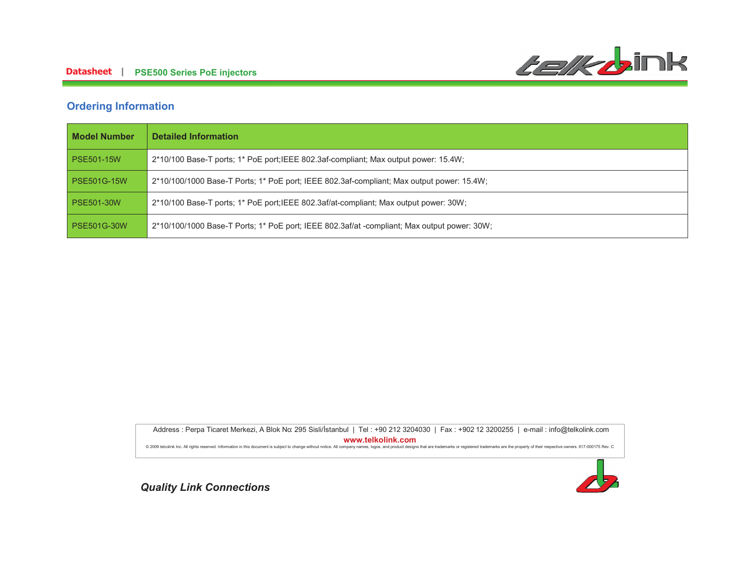## Ordering Information

| Model Number | Detailed Information |
|---|---|
| PSE501-15W | 2*10/100 Base-T ports; 1* PoE port;IEEE 802.3af-compliant; Max output power: 15.4W; |
| PSE501G-15W | 2*10/100/1000 Base-T Ports; 1* PoE port; IEEE 802.3af-compliant; Max output power: 15.4W; |
| PSE501-30W | 2*10/100 Base-T ports; 1* PoE port;IEEE 802.3af/at-compliant; Max output power: 30W; |
| PSE501G-30W | 2*10/100/1000 Base-T Ports; 1* PoE port; IEEE 802.3af/at -compliant; Max output power: 30W; |